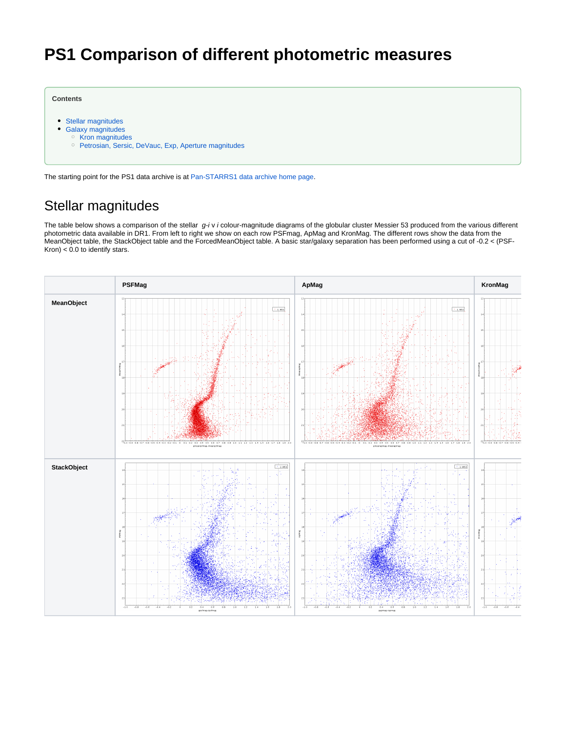# PS1 Comparison of different photometric measures

**Contents**

- Stellar magnitudes
- Galaxy magnitudes
  - Kron magnitudes
  - Petrosian, Sersic, DeVauc, Exp, Aperture magnitudes

The starting point for the PS1 data archive is at Pan-STARRS1 data archive home page.

## Stellar magnitudes

The table below shows a comparison of the stellar *g-i* v *i* colour-magnitude diagrams of the globular cluster Messier 53 produced from the various different photometric data available in DR1. From left to right we show on each row PSFmag, ApMag and KronMag. The different rows show the data from the MeanObject table, the StackObject table and the ForcedMeanObject table. A basic star/galaxy separation has been performed using a cut of -0.2 < (PSF-Kron) < 0.0 to identify stars.

| | PSFMag | ApMag | KronMag |
|---|---|---|---|
| **MeanObject** | | | |
| **StackObject** | | | |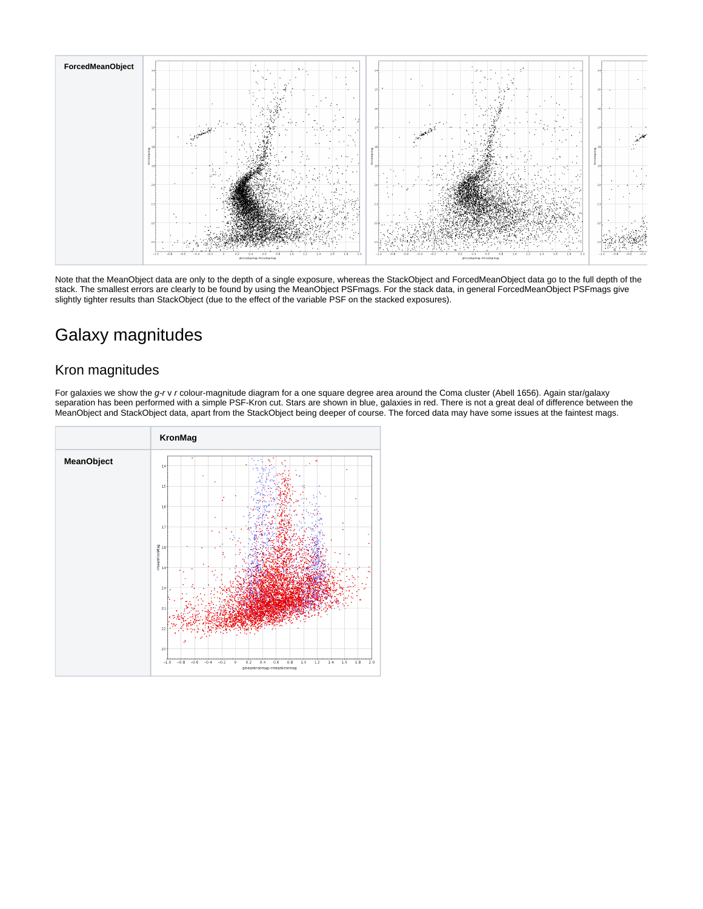| ForcedMeanObject | | | |
| --- | --- | --- | --- |

Note that the MeanObject data are only to the depth of a single exposure, whereas the StackObject and ForcedMeanObject data go to the full depth of the stack. The smallest errors are clearly to be found by using the MeanObject PSFmags. For the stack data, in general ForcedMeanObject PSFmags give slightly tighter results than StackObject (due to the effect of the variable PSF on the stacked exposures).

# Galaxy magnitudes

## Kron magnitudes

For galaxies we show the *g-r* v *r* colour-magnitude diagram for a one square degree area around the Coma cluster (Abell 1656). Again star/galaxy separation has been performed with a simple PSF-Kron cut. Stars are shown in blue, galaxies in red. There is not a great deal of difference between the MeanObject and StackObject data, apart from the StackObject being deeper of course. The forced data may have some issues at the faintest mags.

| | KronMag |
| --- | --- |
| MeanObject | |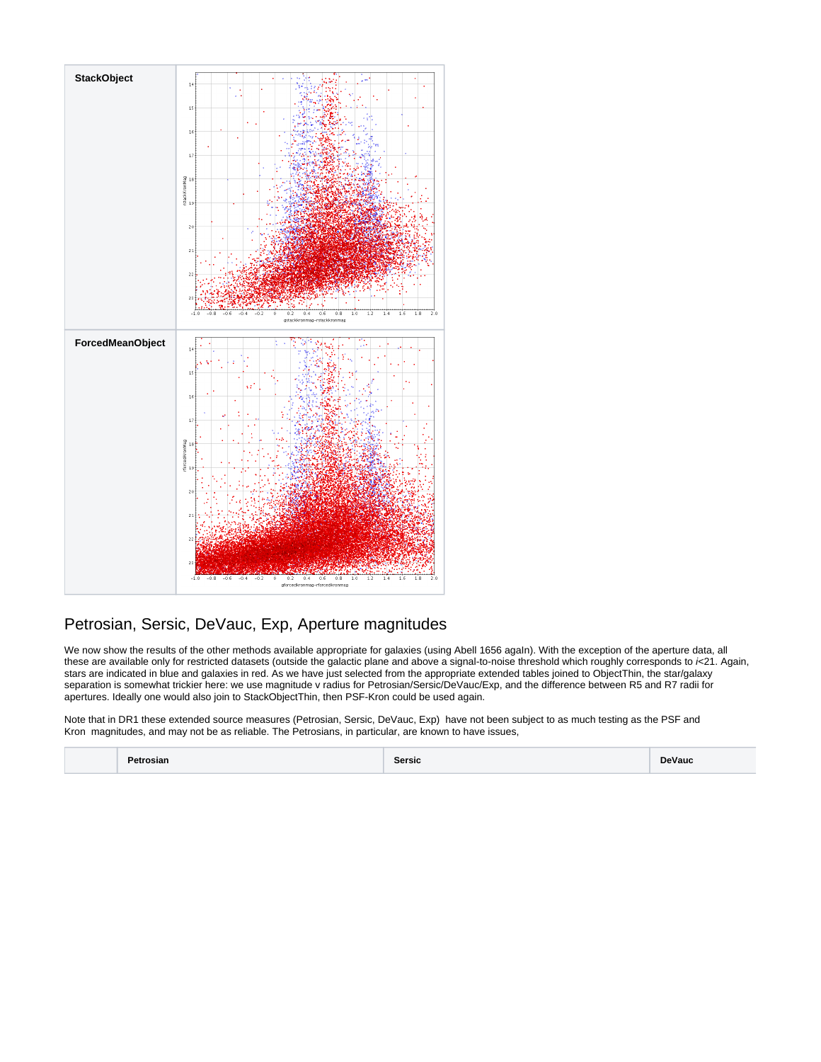| | |
|---|---|
| **StackObject** | |
| **ForcedMeanObject** | |

## Petrosian, Sersic, DeVauc, Exp, Aperture magnitudes

We now show the results of the other methods available appropriate for galaxies (using Abell 1656 agaIn). With the exception of the aperture data, all these are available only for restricted datasets (outside the galactic plane and above a signal-to-noise threshold which roughly corresponds to *i*<21. Again, stars are indicated in blue and galaxies in red. As we have just selected from the appropriate extended tables joined to ObjectThin, the star/galaxy separation is somewhat trickier here: we use magnitude v radius for Petrosian/Sersic/DeVauc/Exp, and the difference between R5 and R7 radii for apertures. Ideally one would also join to StackObjectThin, then PSF-Kron could be used again.

Note that in DR1 these extended source measures (Petrosian, Sersic, DeVauc, Exp) have not been subject to as much testing as the PSF and Kron magnitudes, and may not be as reliable. The Petrosians, in particular, are known to have issues,

| | Petrosian | Sersic | DeVauc |
|---|---|---|---|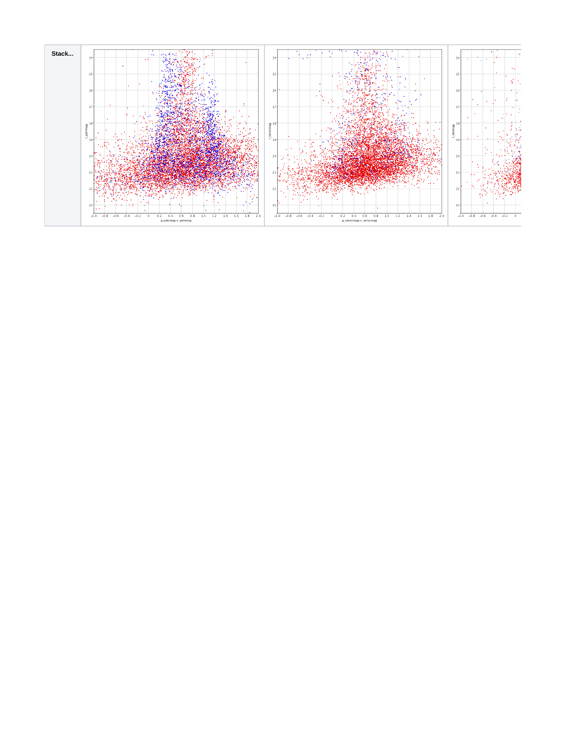| Stack... | | | |
|---|---|---|---|

14
15
16
17
18
19
20
21
22
23
r_petrmag
−1.0 −0.8 −0.6 −0.4 −0.2 0 0.2 0.4 0.6 0.8 1.0 1.2 1.4 1.6 1.8 2.0
g_petrmag−r_petrmag

14
15
16
17
18
19
20
21
22
23
r_sersicmag
−1.0 −0.8 −0.6 −0.4 −0.2 0 0.2 0.4 0.6 0.8 1.0 1.2 1.4 1.6 1.8 2.0
g_sersicmag−r_sersicmag

14
15
16
17
18
19
20
21
22
23
r_skimag
−1.0 −0.8 −0.6 −0.4 −0.2 0